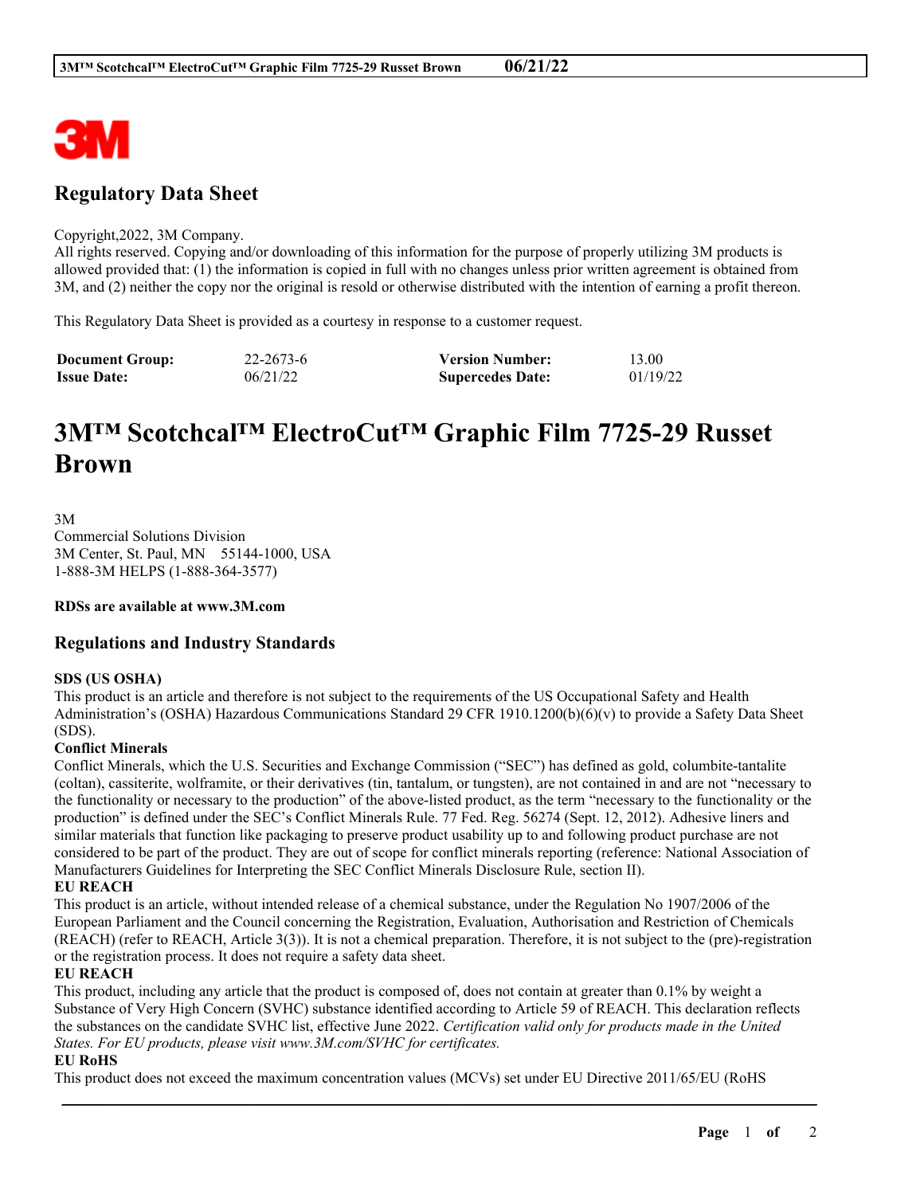# Regulatory Data Sheet

Copyright,2022, 3M Company.
All rights reserved. Copying and/or downloading of this information for the purpose of properly utilizing 3M products is allowed provided that: (1) the information is copied in full with no changes unless prior written agreement is obtained from 3M, and (2) neither the copy nor the original is resold or otherwise distributed with the intention of earning a profit thereon.

This Regulatory Data Sheet is provided as a courtesy in response to a customer request.

| **Document Group:** | 22-2673-6 | **Version Number:** | 13.00 |
|---|---|---|---|
| **Issue Date:** | 06/21/22 | **Supercedes Date:** | 01/19/22 |

# 3M™ Scotchcal™ ElectroCut™ Graphic Film 7725-29 Russet Brown

3M
Commercial Solutions Division
3M Center, St. Paul, MN 55144-1000, USA
1-888-3M HELPS (1-888-364-3577)

**RDSs are available at www.3M.com**

## Regulations and Industry Standards

**SDS (US OSHA)**
This product is an article and therefore is not subject to the requirements of the US Occupational Safety and Health Administration's (OSHA) Hazardous Communications Standard 29 CFR 1910.1200(b)(6)(v) to provide a Safety Data Sheet (SDS).

**Conflict Minerals**
Conflict Minerals, which the U.S. Securities and Exchange Commission ("SEC") has defined as gold, columbite-tantalite (coltan), cassiterite, wolframite, or their derivatives (tin, tantalum, or tungsten), are not contained in and are not "necessary to the functionality or necessary to the production" of the above-listed product, as the term "necessary to the functionality or the production" is defined under the SEC's Conflict Minerals Rule. 77 Fed. Reg. 56274 (Sept. 12, 2012). Adhesive liners and similar materials that function like packaging to preserve product usability up to and following product purchase are not considered to be part of the product. They are out of scope for conflict minerals reporting (reference: National Association of Manufacturers Guidelines for Interpreting the SEC Conflict Minerals Disclosure Rule, section II).

**EU REACH**
This product is an article, without intended release of a chemical substance, under the Regulation No 1907/2006 of the European Parliament and the Council concerning the Registration, Evaluation, Authorisation and Restriction of Chemicals (REACH) (refer to REACH, Article 3(3)). It is not a chemical preparation. Therefore, it is not subject to the (pre)-registration or the registration process. It does not require a safety data sheet.

**EU REACH**
This product, including any article that the product is composed of, does not contain at greater than 0.1% by weight a Substance of Very High Concern (SVHC) substance identified according to Article 59 of REACH. This declaration reflects the substances on the candidate SVHC list, effective June 2022. *Certification valid only for products made in the United States. For EU products, please visit www.3M.com/SVHC for certificates.*

**EU RoHS**
This product does not exceed the maximum concentration values (MCVs) set under EU Directive 2011/65/EU (RoHS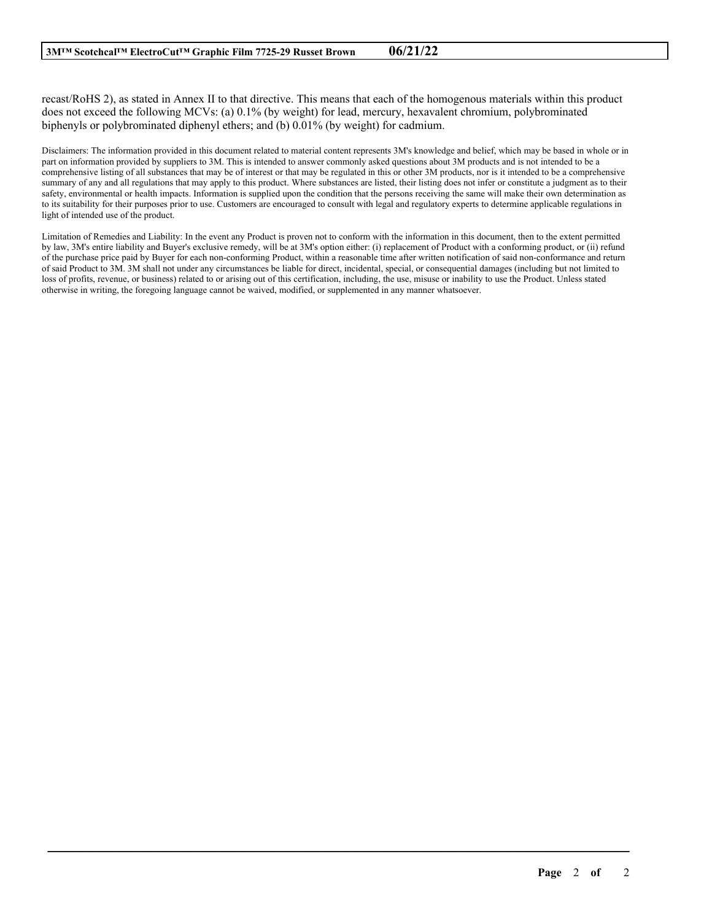recast/RoHS 2), as stated in Annex II to that directive. This means that each of the homogenous materials within this product does not exceed the following MCVs: (a) 0.1% (by weight) for lead, mercury, hexavalent chromium, polybrominated biphenyls or polybrominated diphenyl ethers; and (b) 0.01% (by weight) for cadmium.

Disclaimers: The information provided in this document related to material content represents 3M's knowledge and belief, which may be based in whole or in part on information provided by suppliers to 3M. This is intended to answer commonly asked questions about 3M products and is not intended to be a comprehensive listing of all substances that may be of interest or that may be regulated in this or other 3M products, nor is it intended to be a comprehensive summary of any and all regulations that may apply to this product. Where substances are listed, their listing does not infer or constitute a judgment as to their safety, environmental or health impacts. Information is supplied upon the condition that the persons receiving the same will make their own determination as to its suitability for their purposes prior to use. Customers are encouraged to consult with legal and regulatory experts to determine applicable regulations in light of intended use of the product.

Limitation of Remedies and Liability: In the event any Product is proven not to conform with the information in this document, then to the extent permitted by law, 3M's entire liability and Buyer's exclusive remedy, will be at 3M's option either: (i) replacement of Product with a conforming product, or (ii) refund of the purchase price paid by Buyer for each non-conforming Product, within a reasonable time after written notification of said non-conformance and return of said Product to 3M. 3M shall not under any circumstances be liable for direct, incidental, special, or consequential damages (including but not limited to loss of profits, revenue, or business) related to or arising out of this certification, including, the use, misuse or inability to use the Product. Unless stated otherwise in writing, the foregoing language cannot be waived, modified, or supplemented in any manner whatsoever.